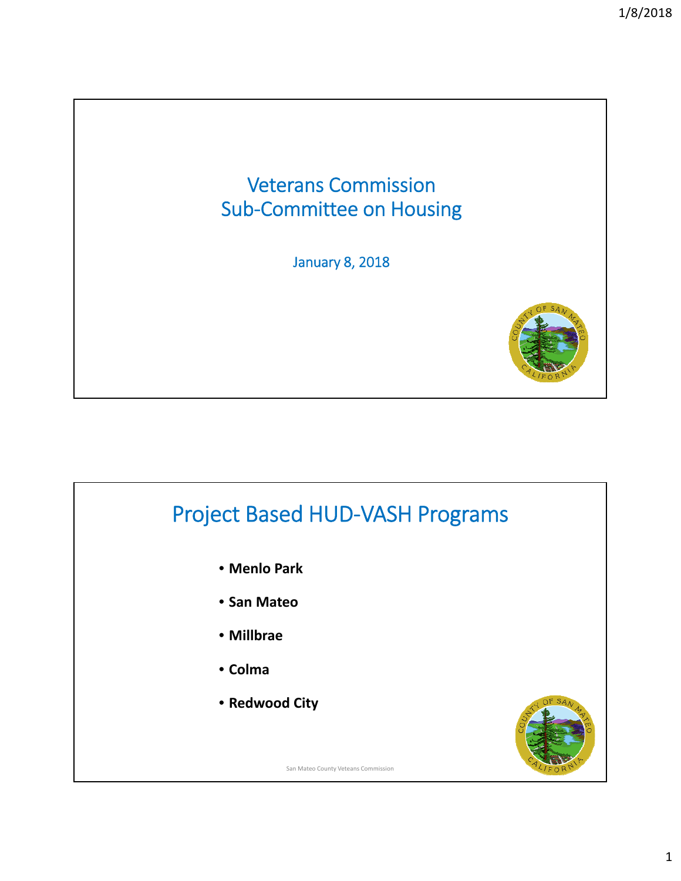# Veterans Commission Sub-Committee on Housing

January 8, 2018

## Project Based HUD-VASH Programs

- **Menlo Park**
- **San Mateo**
- **Millbrae**
- **Colma**
- **Redwood City**

San Mateo County Veteans Commission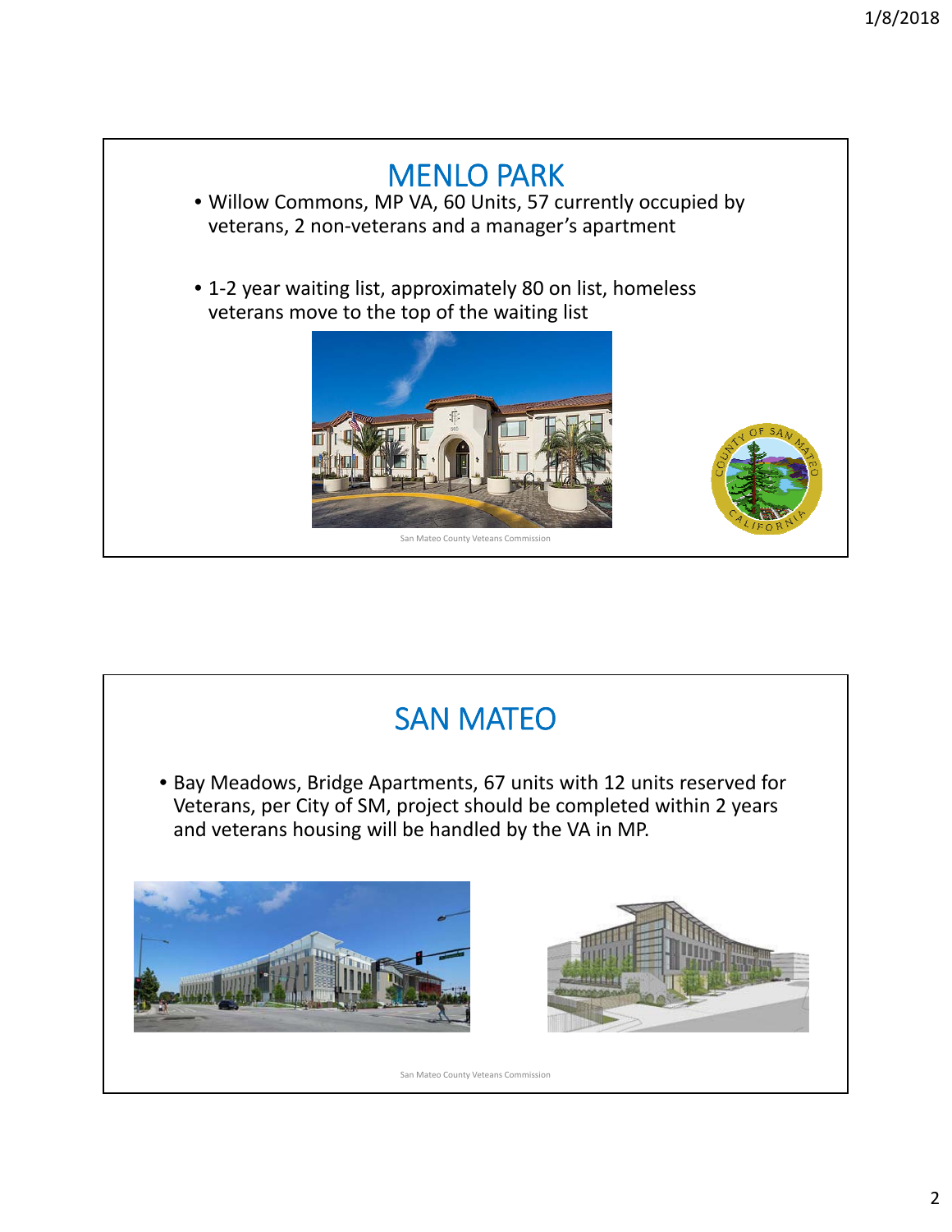# MENLO PARK

- Willow Commons, MP VA, 60 Units, 57 currently occupied by veterans, 2 non-veterans and a manager's apartment
- 1-2 year waiting list, approximately 80 on list, homeless veterans move to the top of the waiting list

San Mateo County Veterans Commission

# SAN MATEO

- Bay Meadows, Bridge Apartments, 67 units with 12 units reserved for Veterans, per City of SM, project should be completed within 2 years and veterans housing will be handled by the VA in MP.

San Mateo County Veterans Commission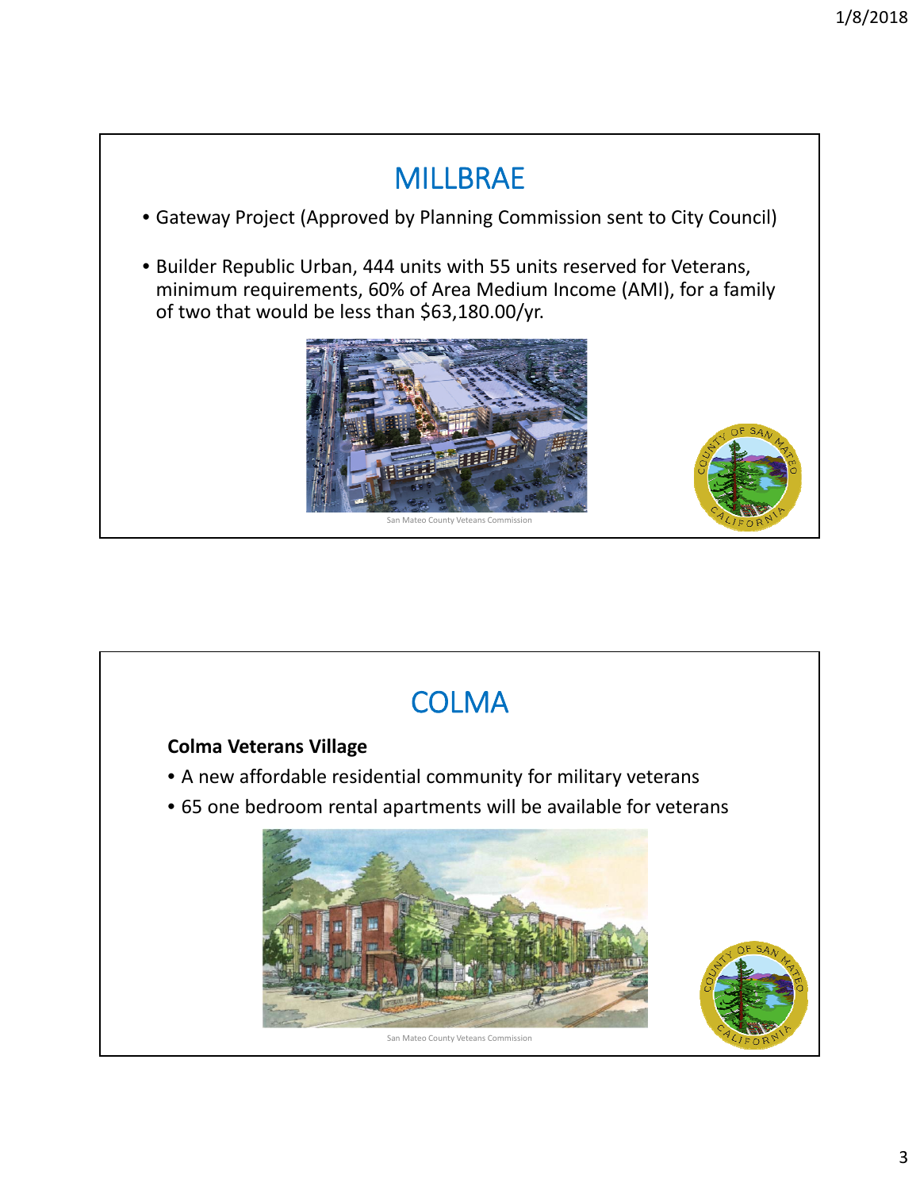# MILLBRAE

- Gateway Project (Approved by Planning Commission sent to City Council)
- Builder Republic Urban, 444 units with 55 units reserved for Veterans, minimum requirements, 60% of Area Medium Income (AMI), for a family of two that would be less than $63,180.00/yr.

San Mateo County Veteans Commission

# COLMA

**Colma Veterans Village**

- A new affordable residential community for military veterans
- 65 one bedroom rental apartments will be available for veterans

San Mateo County Veteans Commission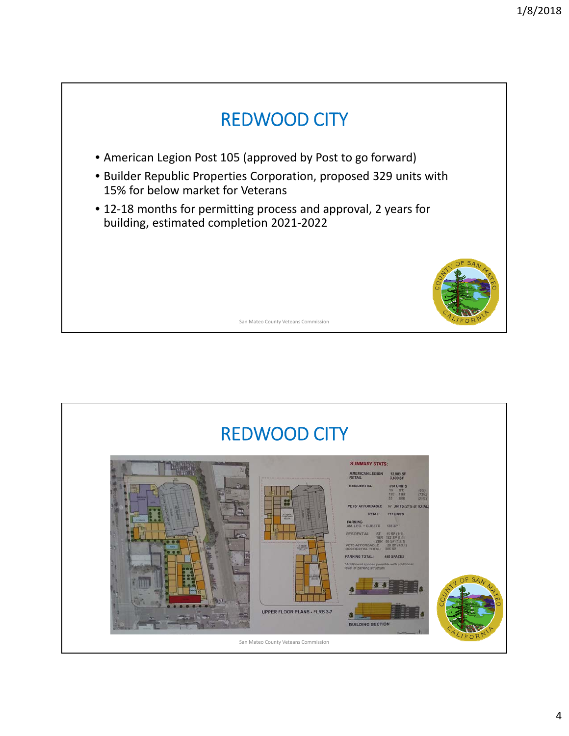# REDWOOD CITY

- American Legion Post 105 (approved by Post to go forward)
- Builder Republic Properties Corporation, proposed 329 units with 15% for below market for Veterans
- 12-18 months for permitting process and approval, 2 years for building, estimated completion 2021-2022

San Mateo County Veteans Commission

# REDWOOD CITY

SUMMARY STATS:

AMERICAN LEGION 12,000 SF
RETAIL 3,400 SF

RESIDENTIAL 250 UNITS
15 ST (6%)
183 1BR (73%)
53 2BR (21%)

VETS' AFFORDABLE 67 UNITS (21% of TOTAL)

TOTAL: 317 UNITS

PARKING
AM. LEG. + GUESTS 135 SP*

RESIDENTIAL ST 15 SP (1:1)
1BR 182 SP (1:1)
2BR 80 SP (1.5:1)
VETS AFFORDABLE 28 SP (0.5:1)
RESIDENTIAL TOTAL: 305 SP

PARKING TOTAL: 440 SPACES

*Additional spaces possible with additional level of parking structure

UPPER FLOOR PLANS - FLRS 3-7

BUILDING SECTION

San Mateo County Veteans Commission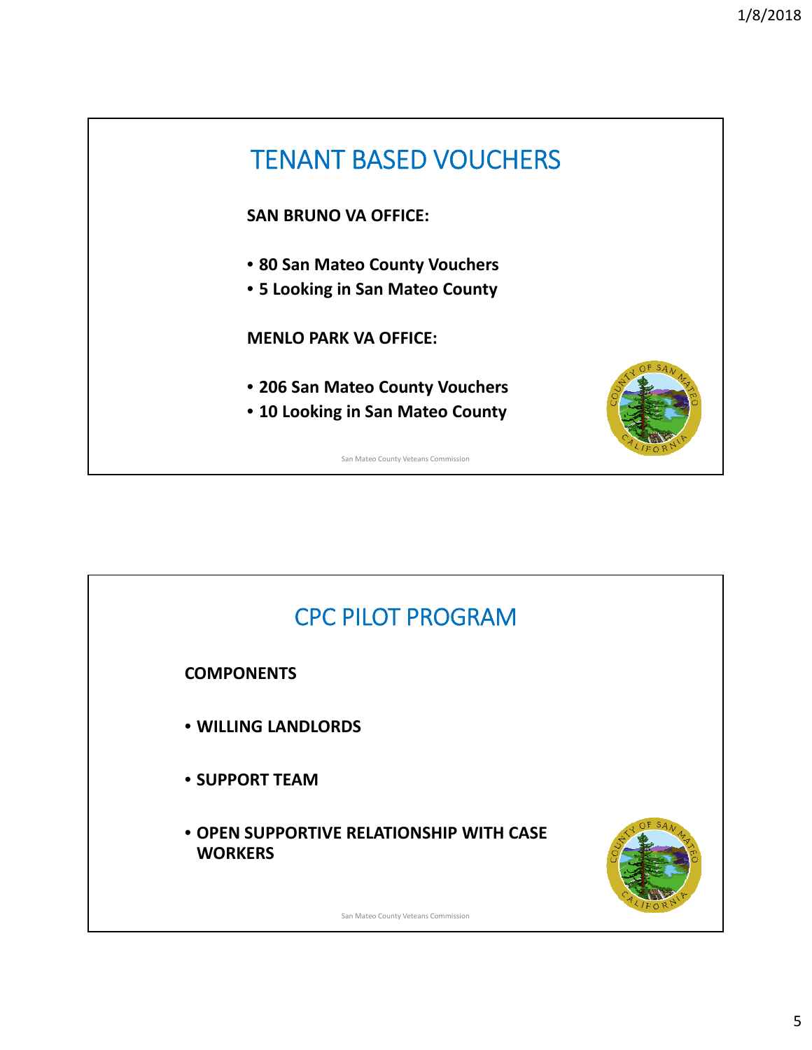# TENANT BASED VOUCHERS

**SAN BRUNO VA OFFICE:**

- **80 San Mateo County Vouchers**
- **5 Looking in San Mateo County**

**MENLO PARK VA OFFICE:**

- **206 San Mateo County Vouchers**
- **10 Looking in San Mateo County**

San Mateo County Veteans Commission

# CPC PILOT PROGRAM

**COMPONENTS**

- **WILLING LANDLORDS**
- **SUPPORT TEAM**
- **OPEN SUPPORTIVE RELATIONSHIP WITH CASE WORKERS**

San Mateo County Veteans Commission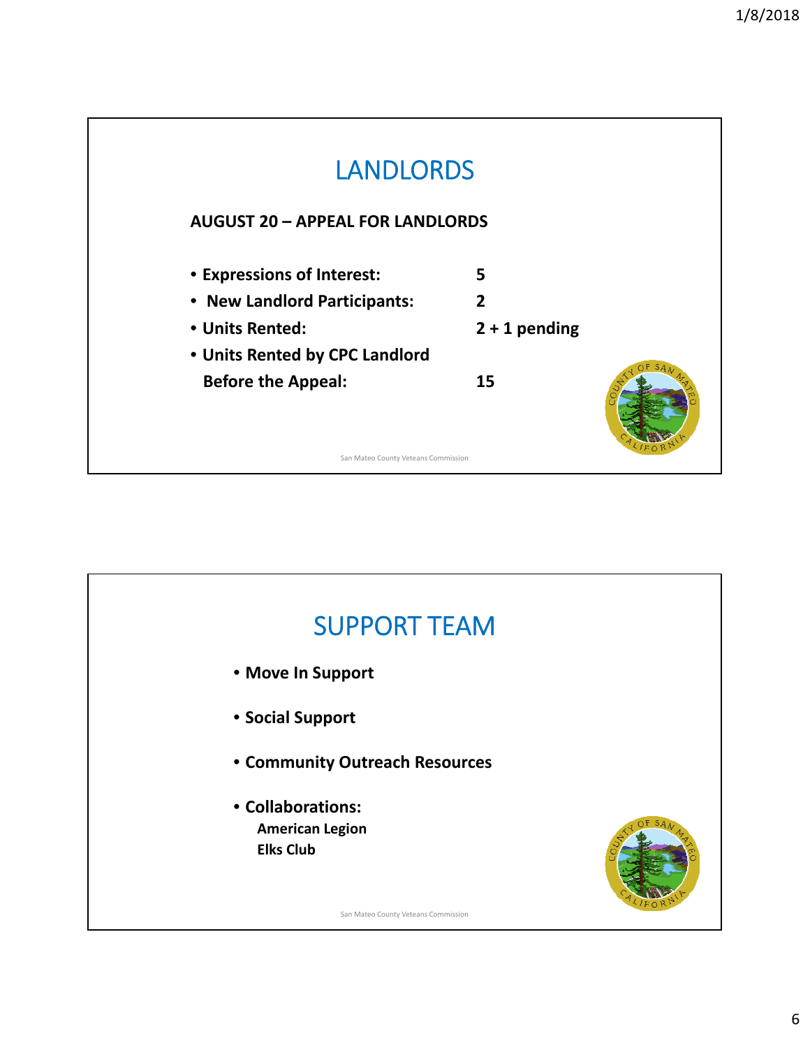# LANDLORDS

**AUGUST 20 – APPEAL FOR LANDLORDS**

- **Expressions of Interest:** **5**
- **New Landlord Participants:** **2**
- **Units Rented:** **2 + 1 pending**
- **Units Rented by CPC Landlord Before the Appeal:** **15**

San Mateo County Veteans Commission

# SUPPORT TEAM

- **Move In Support**
- **Social Support**
- **Community Outreach Resources**
- **Collaborations:**
  - **American Legion**
  - **Elks Club**

San Mateo County Veteans Commission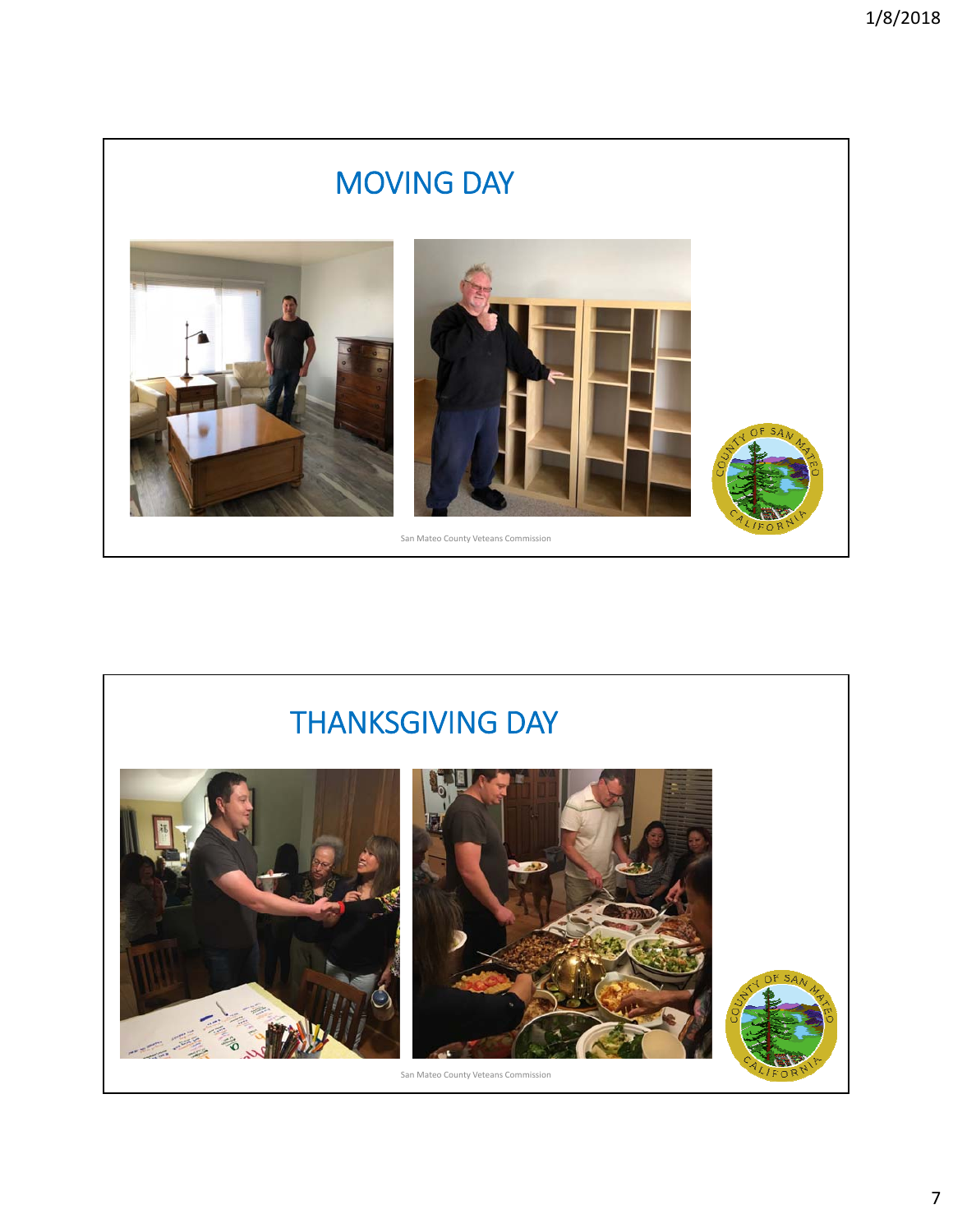## MOVING DAY

San Mateo County Veteans Commission

## THANKSGIVING DAY

San Mateo County Veteans Commission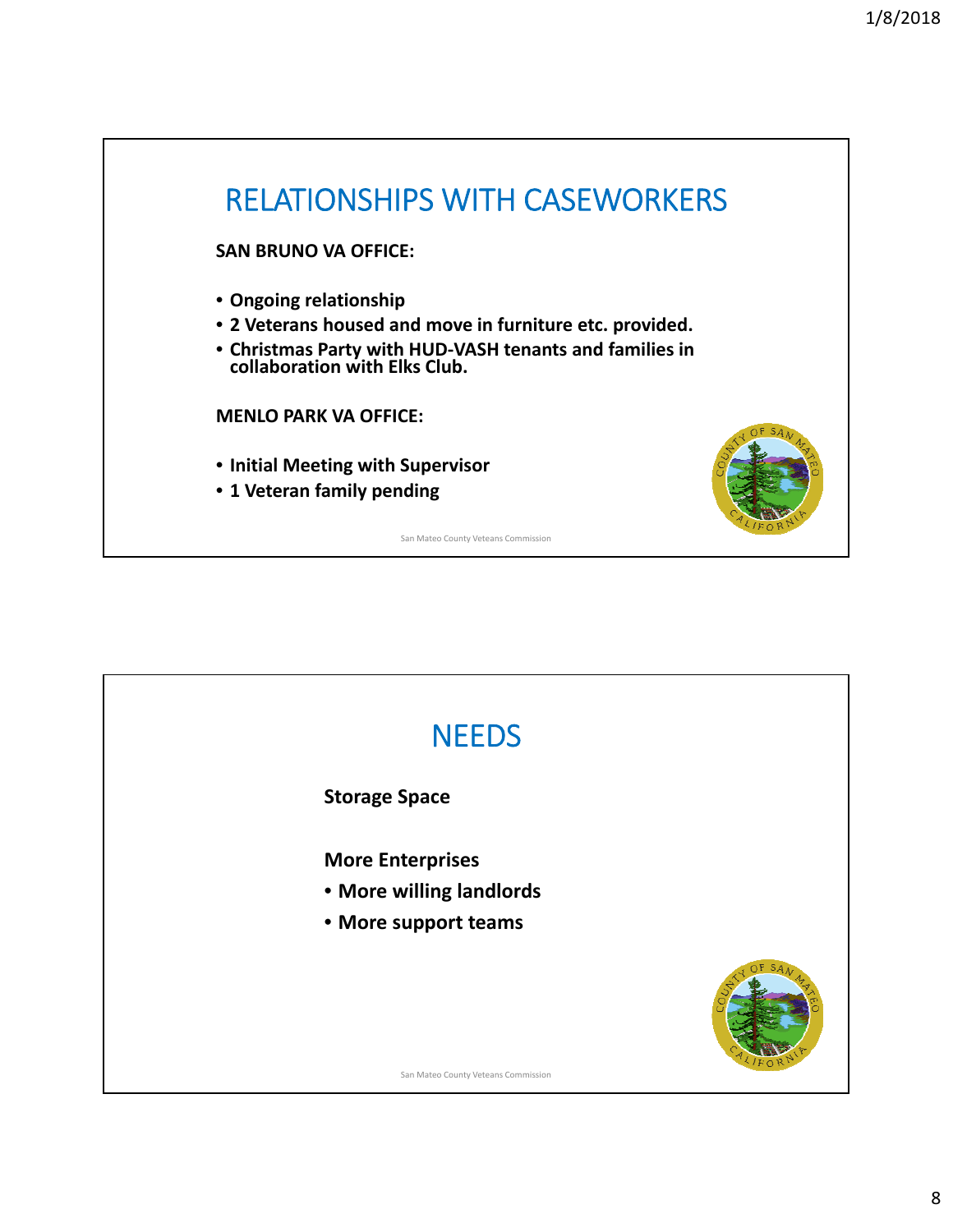## RELATIONSHIPS WITH CASEWORKERS

**SAN BRUNO VA OFFICE:**

- **Ongoing relationship**
- **2 Veterans housed and move in furniture etc. provided.**
- **Christmas Party with HUD-VASH tenants and families in collaboration with Elks Club.**

**MENLO PARK VA OFFICE:**

- **Initial Meeting with Supervisor**
- **1 Veteran family pending**

San Mateo County Veteans Commission

## NEEDS

**Storage Space**

**More Enterprises**

- **More willing landlords**
- **More support teams**

San Mateo County Veteans Commission